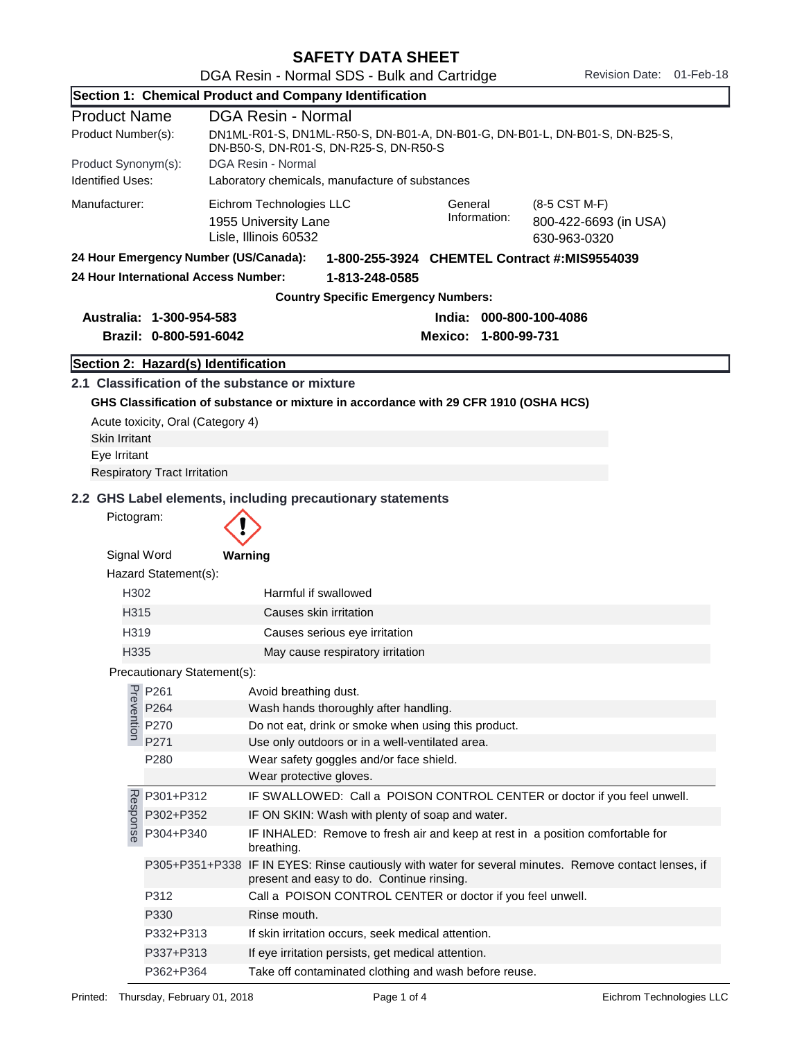# SAFETY DATA SHEET

DGA Resin - Normal SDS - Bulk and Cartridge

Revision Date: 01-Feb-18

## Section 1: Chemical Product and Company Identification

**Product Name** DGA Resin - Normal

**Product Number(s):** DN1ML-R01-S, DN1ML-R50-S, DN-B01-A, DN-B01-G, DN-B01-L, DN-B01-S, DN-B25-S, DN-B50-S, DN-R01-S, DN-R25-S, DN-R50-S

**Product Synonym(s):** DGA Resin - Normal

**Identified Uses:** Laboratory chemicals, manufacture of substances

**Manufacturer:** Eichrom Technologies LLC
1955 University Lane
Lisle, Illinois 60532

**General Information:** (8-5 CST M-F)
800-422-6693 (in USA)
630-963-0320

**24 Hour Emergency Number (US/Canada):** 1-800-255-3924 CHEMTEL Contract #:MIS9554039

**24 Hour International Access Number:** 1-813-248-0585

**Country Specific Emergency Numbers:**

**Australia:** 1-300-954-583
**India:** 000-800-100-4086
**Brazil:** 0-800-591-6042
**Mexico:** 1-800-99-731

## Section 2: Hazard(s) Identification

### 2.1 Classification of the substance or mixture

**GHS Classification of substance or mixture in accordance with 29 CFR 1910 (OSHA HCS)**

Acute toxicity, Oral (Category 4)
Skin Irritant
Eye Irritant
Respiratory Tract Irritation

### 2.2 GHS Label elements, including precautionary statements

Pictogram: (exclamation mark)

Signal Word **Warning**

Hazard Statement(s):

| | |
|---|---|
| H302 | Harmful if swallowed |
| H315 | Causes skin irritation |
| H319 | Causes serious eye irritation |
| H335 | May cause respiratory irritation |

Precautionary Statement(s):

| | | |
|---|---|---|
| Prevention | P261 | Avoid breathing dust. |
| | P264 | Wash hands thoroughly after handling. |
| | P270 | Do not eat, drink or smoke when using this product. |
| | P271 | Use only outdoors or in a well-ventilated area. |
| | P280 | Wear safety goggles and/or face shield. |
| | | Wear protective gloves. |
| Response | P301+P312 | IF SWALLOWED: Call a POISON CONTROL CENTER or doctor if you feel unwell. |
| | P302+P352 | IF ON SKIN: Wash with plenty of soap and water. |
| | P304+P340 | IF INHALED: Remove to fresh air and keep at rest in a position comfortable for breathing. |
| | P305+P351+P338 | IF IN EYES: Rinse cautiously with water for several minutes. Remove contact lenses, if present and easy to do. Continue rinsing. |
| | P312 | Call a POISON CONTROL CENTER or doctor if you feel unwell. |
| | P330 | Rinse mouth. |
| | P332+P313 | If skin irritation occurs, seek medical attention. |
| | P337+P313 | If eye irritation persists, get medical attention. |
| | P362+P364 | Take off contaminated clothing and wash before reuse. |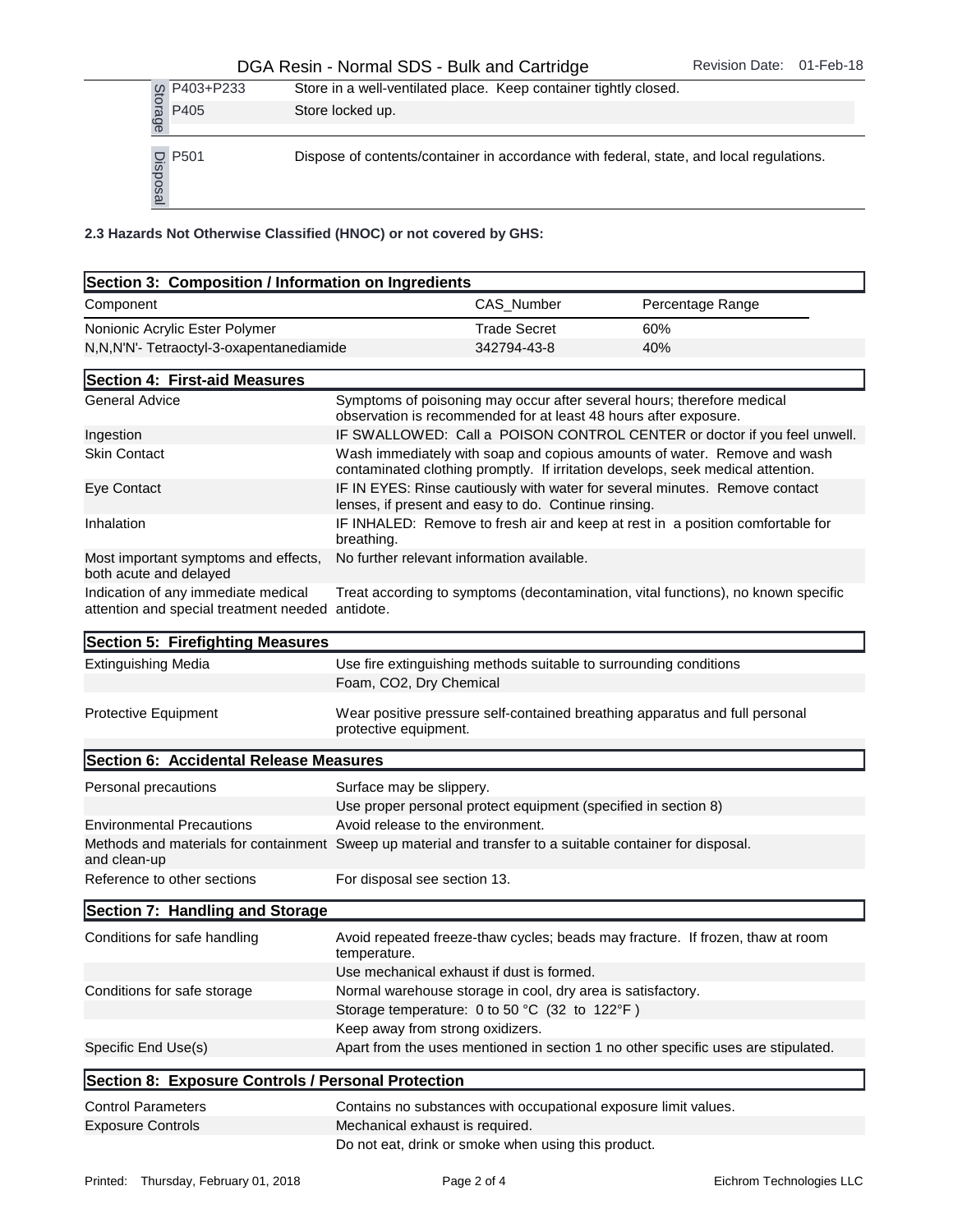| | | |
|---|---|---|
| Storage | P403+P233 | Store in a well-ventilated place. Keep container tightly closed. |
| | P405 | Store locked up. |
| Disposal | P501 | Dispose of contents/container in accordance with federal, state, and local regulations. |

**2.3 Hazards Not Otherwise Classified (HNOC) or not covered by GHS:**

## Section 3: Composition / Information on Ingredients

| Component | CAS_Number | Percentage Range |
|---|---|---|
| Nonionic Acrylic Ester Polymer | Trade Secret | 60% |
| N,N,N'N'- Tetraoctyl-3-oxapentanediamide | 342794-43-8 | 40% |

## Section 4: First-aid Measures

| | |
|---|---|
| General Advice | Symptoms of poisoning may occur after several hours; therefore medical observation is recommended for at least 48 hours after exposure. |
| Ingestion | IF SWALLOWED: Call a POISON CONTROL CENTER or doctor if you feel unwell. |
| Skin Contact | Wash immediately with soap and copious amounts of water. Remove and wash contaminated clothing promptly. If irritation develops, seek medical attention. |
| Eye Contact | IF IN EYES: Rinse cautiously with water for several minutes. Remove contact lenses, if present and easy to do. Continue rinsing. |
| Inhalation | IF INHALED: Remove to fresh air and keep at rest in a position comfortable for breathing. |
| Most important symptoms and effects, both acute and delayed | No further relevant information available. |
| Indication of any immediate medical attention and special treatment needed | Treat according to symptoms (decontamination, vital functions), no known specific antidote. |

## Section 5: Firefighting Measures

| | |
|---|---|
| Extinguishing Media | Use fire extinguishing methods suitable to surrounding conditions |
| | Foam, $CO_2$, Dry Chemical |
| Protective Equipment | Wear positive pressure self-contained breathing apparatus and full personal protective equipment. |

## Section 6: Accidental Release Measures

| | |
|---|---|
| Personal precautions | Surface may be slippery. |
| | Use proper personal protect equipment (specified in section 8) |
| Environmental Precautions | Avoid release to the environment. |
| Methods and materials for containment and clean-up | Sweep up material and transfer to a suitable container for disposal. |
| Reference to other sections | For disposal see section 13. |

## Section 7: Handling and Storage

| | |
|---|---|
| Conditions for safe handling | Avoid repeated freeze-thaw cycles; beads may fracture. If frozen, thaw at room temperature. |
| | Use mechanical exhaust if dust is formed. |
| Conditions for safe storage | Normal warehouse storage in cool, dry area is satisfactory. |
| | Storage temperature: 0 to 50 °C (32 to 122°F ) |
| | Keep away from strong oxidizers. |
| Specific End Use(s) | Apart from the uses mentioned in section 1 no other specific uses are stipulated. |

## Section 8: Exposure Controls / Personal Protection

| | |
|---|---|
| Control Parameters | Contains no substances with occupational exposure limit values. |
| Exposure Controls | Mechanical exhaust is required. |
| | Do not eat, drink or smoke when using this product. |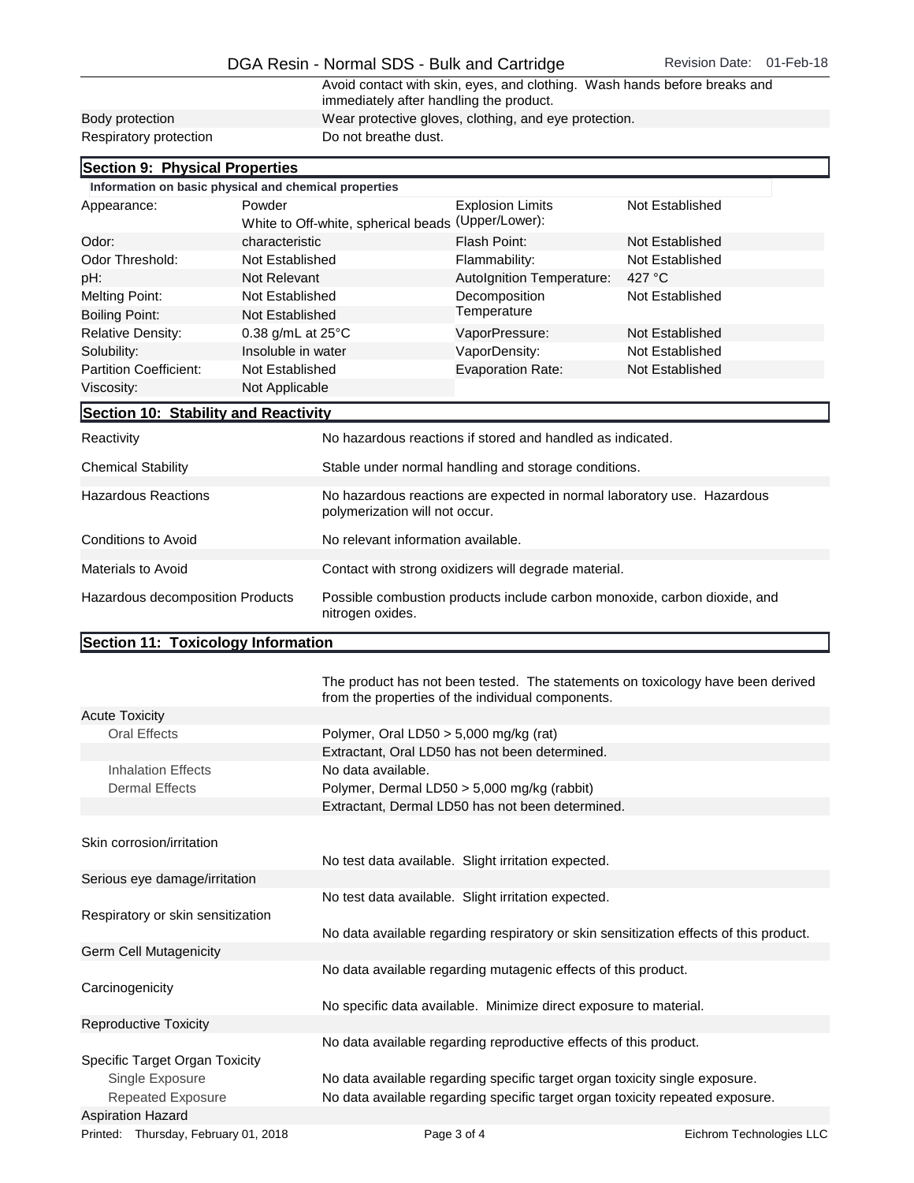| | |
|---|---|
| | Avoid contact with skin, eyes, and clothing. Wash hands before breaks and immediately after handling the product. |
| Body protection | Wear protective gloves, clothing, and eye protection. |
| Respiratory protection | Do not breathe dust. |

## Section 9: Physical Properties

**Information on basic physical and chemical properties**

| | | | |
|---|---|---|---|
| Appearance: | Powder<br>White to Off-white, spherical beads | Explosion Limits (Upper/Lower): | Not Established |
| Odor: | characteristic | Flash Point: | Not Established |
| Odor Threshold: | Not Established | Flammability: | Not Established |
| pH: | Not Relevant | AutoIgnition Temperature: | 427 °C |
| Melting Point: | Not Established | Decomposition Temperature | Not Established |
| Boiling Point: | Not Established | | |
| Relative Density: | 0.38 g/mL at 25°C | VaporPressure: | Not Established |
| Solubility: | Insoluble in water | VaporDensity: | Not Established |
| Partition Coefficient: | Not Established | Evaporation Rate: | Not Established |
| Viscosity: | Not Applicable | | |

## Section 10: Stability and Reactivity

| | |
|---|---|
| Reactivity | No hazardous reactions if stored and handled as indicated. |
| Chemical Stability | Stable under normal handling and storage conditions. |
| Hazardous Reactions | No hazardous reactions are expected in normal laboratory use. Hazardous polymerization will not occur. |
| Conditions to Avoid | No relevant information available. |
| Materials to Avoid | Contact with strong oxidizers will degrade material. |
| Hazardous decomposition Products | Possible combustion products include carbon monoxide, carbon dioxide, and nitrogen oxides. |

## Section 11: Toxicology Information

The product has not been tested. The statements on toxicology have been derived from the properties of the individual components.

| | |
|---|---|
| Acute Toxicity | |
| Oral Effects | Polymer, Oral LD50 > 5,000 mg/kg (rat) |
| | Extractant, Oral LD50 has not been determined. |
| Inhalation Effects | No data available. |
| Dermal Effects | Polymer, Dermal LD50 > 5,000 mg/kg (rabbit) |
| | Extractant, Dermal LD50 has not been determined. |
| Skin corrosion/irritation | No test data available. Slight irritation expected. |
| Serious eye damage/irritation | No test data available. Slight irritation expected. |
| Respiratory or skin sensitization | No data available regarding respiratory or skin sensitization effects of this product. |
| Germ Cell Mutagenicity | No data available regarding mutagenic effects of this product. |
| Carcinogenicity | No specific data available. Minimize direct exposure to material. |
| Reproductive Toxicity | No data available regarding reproductive effects of this product. |
| Specific Target Organ Toxicity | |
| Single Exposure | No data available regarding specific target organ toxicity single exposure. |
| Repeated Exposure | No data available regarding specific target organ toxicity repeated exposure. |
| Aspiration Hazard | |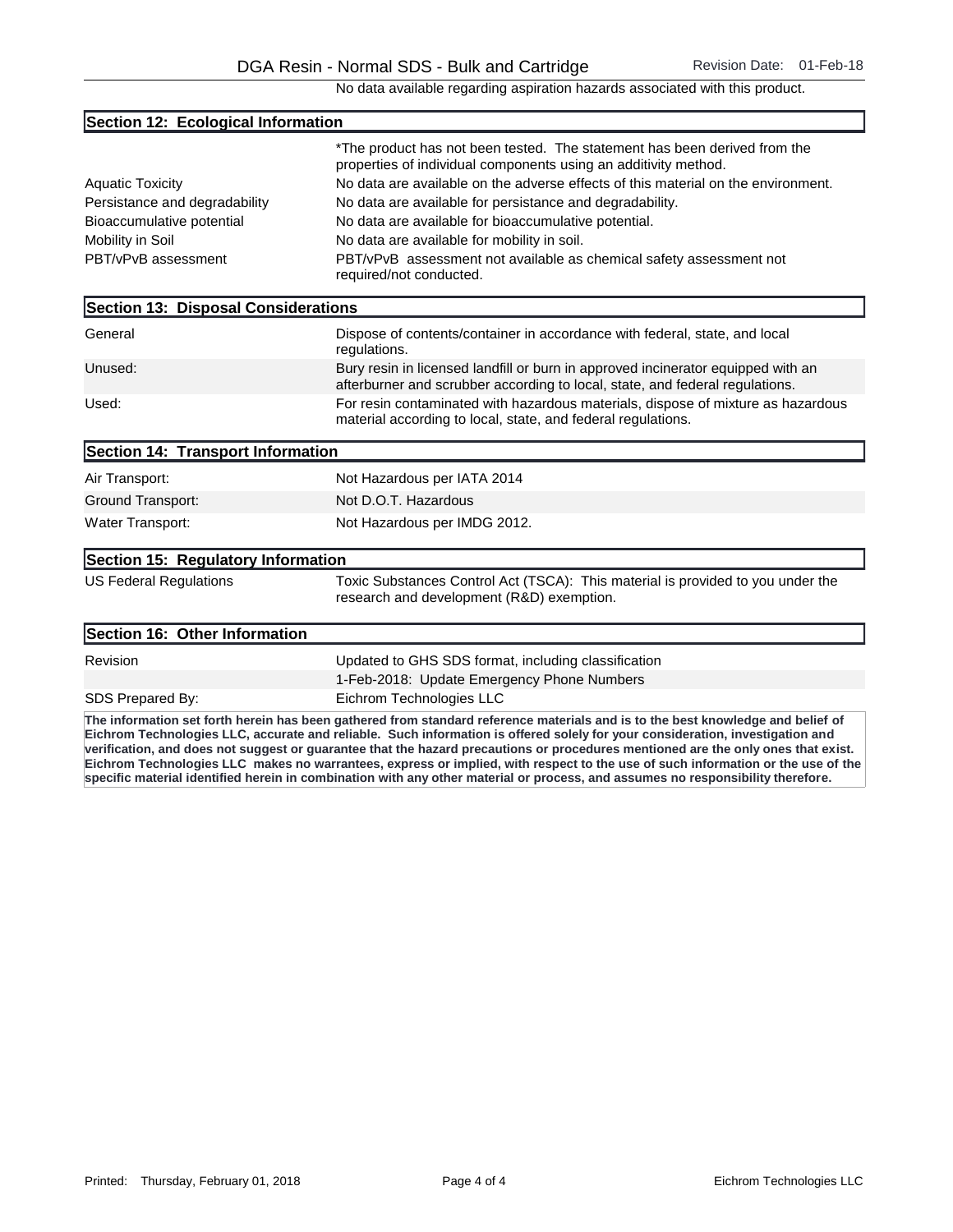No data available regarding aspiration hazards associated with this product.

## Section 12: Ecological Information

| | |
|---|---|
| | *The product has not been tested. The statement has been derived from the properties of individual components using an additivity method. |
| Aquatic Toxicity | No data are available on the adverse effects of this material on the environment. |
| Persistance and degradability | No data are available for persistance and degradability. |
| Bioaccumulative potential | No data are available for bioaccumulative potential. |
| Mobility in Soil | No data are available for mobility in soil. |
| PBT/vPvB assessment | PBT/vPvB assessment not available as chemical safety assessment not required/not conducted. |

## Section 13: Disposal Considerations

| | |
|---|---|
| General | Dispose of contents/container in accordance with federal, state, and local regulations. |
| Unused: | Bury resin in licensed landfill or burn in approved incinerator equipped with an afterburner and scrubber according to local, state, and federal regulations. |
| Used: | For resin contaminated with hazardous materials, dispose of mixture as hazardous material according to local, state, and federal regulations. |

## Section 14: Transport Information

| | |
|---|---|
| Air Transport: | Not Hazardous per IATA 2014 |
| Ground Transport: | Not D.O.T. Hazardous |
| Water Transport: | Not Hazardous per IMDG 2012. |

## Section 15: Regulatory Information

| | |
|---|---|
| US Federal Regulations | Toxic Substances Control Act (TSCA): This material is provided to you under the research and development (R&D) exemption. |

## Section 16: Other Information

| | |
|---|---|
| Revision | Updated to GHS SDS format, including classification |
| | 1-Feb-2018: Update Emergency Phone Numbers |
| SDS Prepared By: | Eichrom Technologies LLC |

**The information set forth herein has been gathered from standard reference materials and is to the best knowledge and belief of Eichrom Technologies LLC, accurate and reliable. Such information is offered solely for your consideration, investigation and verification, and does not suggest or guarantee that the hazard precautions or procedures mentioned are the only ones that exist. Eichrom Technologies LLC makes no warrantees, express or implied, with respect to the use of such information or the use of the specific material identified herein in combination with any other material or process, and assumes no responsibility therefore.**